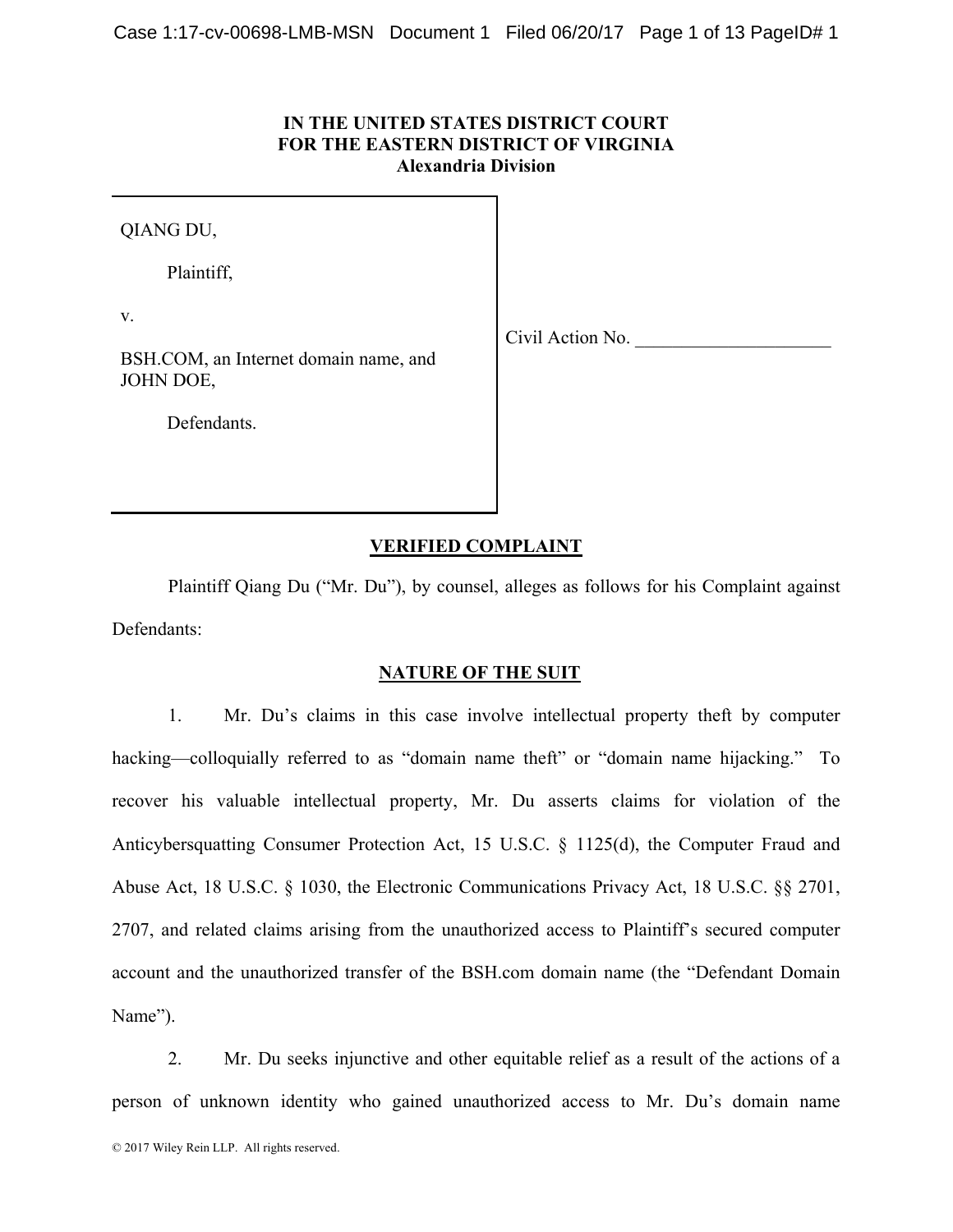**IN THE UNITED STATES DISTRICT COURT**
**FOR THE EASTERN DISTRICT OF VIRGINIA**
**Alexandria Division**

| | |
|---|---|
| QIANG DU,<br><br>Plaintiff,<br><br>v.<br><br>BSH.COM, an Internet domain name, and JOHN DOE,<br><br>Defendants. | Civil Action No. \_\_\_\_\_\_\_\_\_\_\_\_\_\_\_\_\_\_\_\_\_ |

## VERIFIED COMPLAINT

Plaintiff Qiang Du ("Mr. Du"), by counsel, alleges as follows for his Complaint against Defendants:

## NATURE OF THE SUIT

1. Mr. Du's claims in this case involve intellectual property theft by computer hacking—colloquially referred to as "domain name theft" or "domain name hijacking." To recover his valuable intellectual property, Mr. Du asserts claims for violation of the Anticybersquatting Consumer Protection Act, 15 U.S.C. § 1125(d), the Computer Fraud and Abuse Act, 18 U.S.C. § 1030, the Electronic Communications Privacy Act, 18 U.S.C. §§ 2701, 2707, and related claims arising from the unauthorized access to Plaintiff's secured computer account and the unauthorized transfer of the BSH.com domain name (the "Defendant Domain Name").

2. Mr. Du seeks injunctive and other equitable relief as a result of the actions of a person of unknown identity who gained unauthorized access to Mr. Du's domain name

© 2017 Wiley Rein LLP. All rights reserved.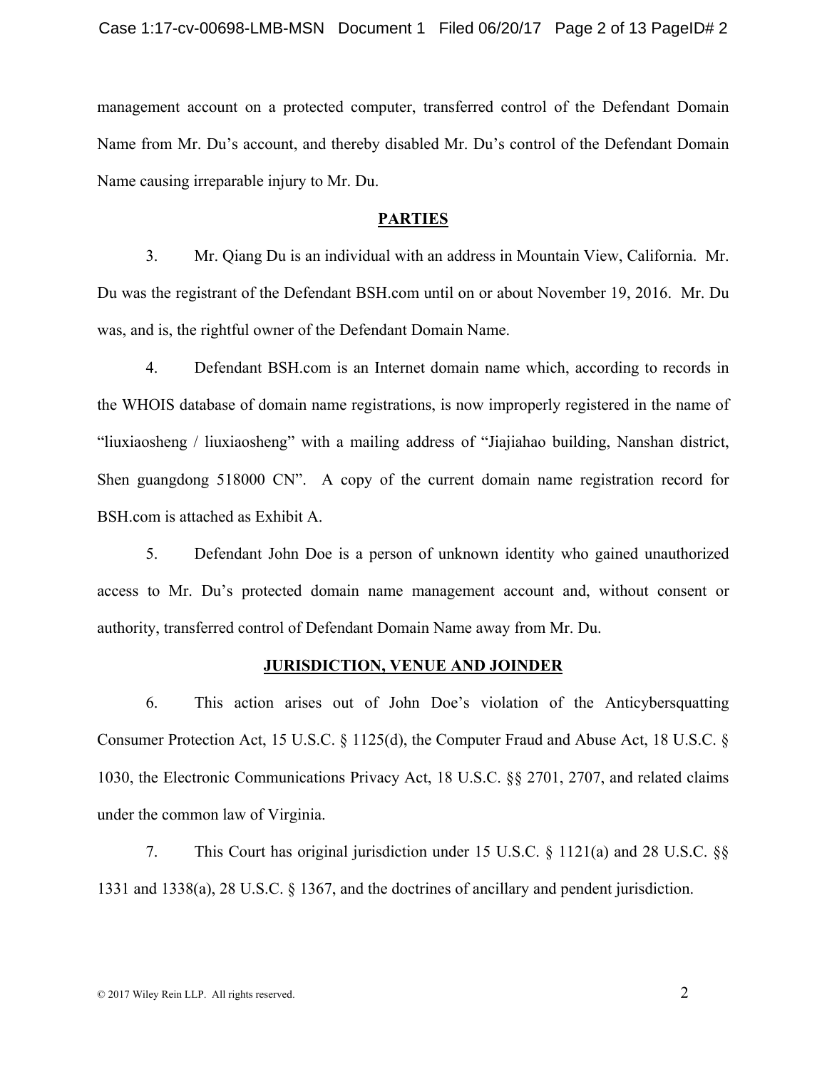management account on a protected computer, transferred control of the Defendant Domain Name from Mr. Du's account, and thereby disabled Mr. Du's control of the Defendant Domain Name causing irreparable injury to Mr. Du.

## PARTIES

3. Mr. Qiang Du is an individual with an address in Mountain View, California. Mr. Du was the registrant of the Defendant BSH.com until on or about November 19, 2016. Mr. Du was, and is, the rightful owner of the Defendant Domain Name.

4. Defendant BSH.com is an Internet domain name which, according to records in the WHOIS database of domain name registrations, is now improperly registered in the name of "liuxiaosheng / liuxiaosheng" with a mailing address of "Jiajiahao building, Nanshan district, Shen guangdong 518000 CN". A copy of the current domain name registration record for BSH.com is attached as Exhibit A.

5. Defendant John Doe is a person of unknown identity who gained unauthorized access to Mr. Du's protected domain name management account and, without consent or authority, transferred control of Defendant Domain Name away from Mr. Du.

## JURISDICTION, VENUE AND JOINDER

6. This action arises out of John Doe's violation of the Anticybersquatting Consumer Protection Act, 15 U.S.C. § 1125(d), the Computer Fraud and Abuse Act, 18 U.S.C. § 1030, the Electronic Communications Privacy Act, 18 U.S.C. §§ 2701, 2707, and related claims under the common law of Virginia.

7. This Court has original jurisdiction under 15 U.S.C. § 1121(a) and 28 U.S.C. §§ 1331 and 1338(a), 28 U.S.C. § 1367, and the doctrines of ancillary and pendent jurisdiction.

© 2017 Wiley Rein LLP. All rights reserved.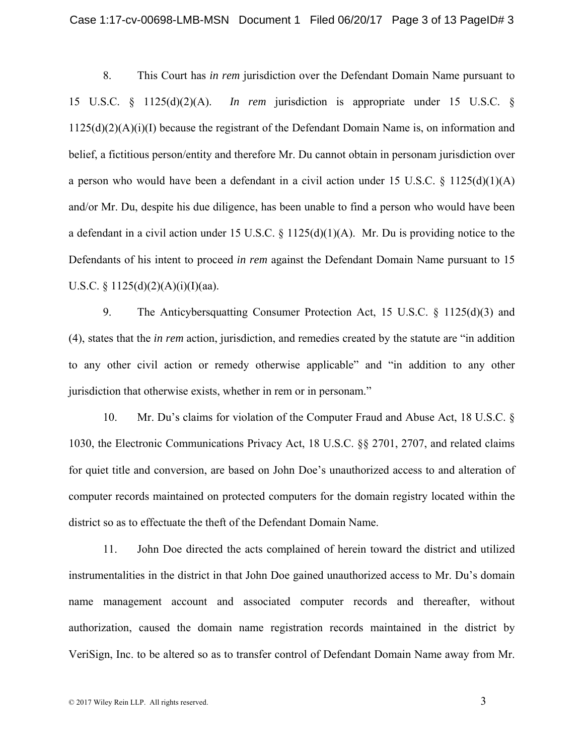8. This Court has *in rem* jurisdiction over the Defendant Domain Name pursuant to 15 U.S.C. § 1125(d)(2)(A). *In rem* jurisdiction is appropriate under 15 U.S.C. § 1125(d)(2)(A)(i)(I) because the registrant of the Defendant Domain Name is, on information and belief, a fictitious person/entity and therefore Mr. Du cannot obtain in personam jurisdiction over a person who would have been a defendant in a civil action under 15 U.S.C. § 1125(d)(1)(A) and/or Mr. Du, despite his due diligence, has been unable to find a person who would have been a defendant in a civil action under 15 U.S.C. § 1125(d)(1)(A). Mr. Du is providing notice to the Defendants of his intent to proceed *in rem* against the Defendant Domain Name pursuant to 15 U.S.C. § 1125(d)(2)(A)(i)(I)(aa).

9. The Anticybersquatting Consumer Protection Act, 15 U.S.C. § 1125(d)(3) and (4), states that the *in rem* action, jurisdiction, and remedies created by the statute are "in addition to any other civil action or remedy otherwise applicable" and "in addition to any other jurisdiction that otherwise exists, whether in rem or in personam."

10. Mr. Du's claims for violation of the Computer Fraud and Abuse Act, 18 U.S.C. § 1030, the Electronic Communications Privacy Act, 18 U.S.C. §§ 2701, 2707, and related claims for quiet title and conversion, are based on John Doe's unauthorized access to and alteration of computer records maintained on protected computers for the domain registry located within the district so as to effectuate the theft of the Defendant Domain Name.

11. John Doe directed the acts complained of herein toward the district and utilized instrumentalities in the district in that John Doe gained unauthorized access to Mr. Du's domain name management account and associated computer records and thereafter, without authorization, caused the domain name registration records maintained in the district by VeriSign, Inc. to be altered so as to transfer control of Defendant Domain Name away from Mr.

© 2017 Wiley Rein LLP. All rights reserved.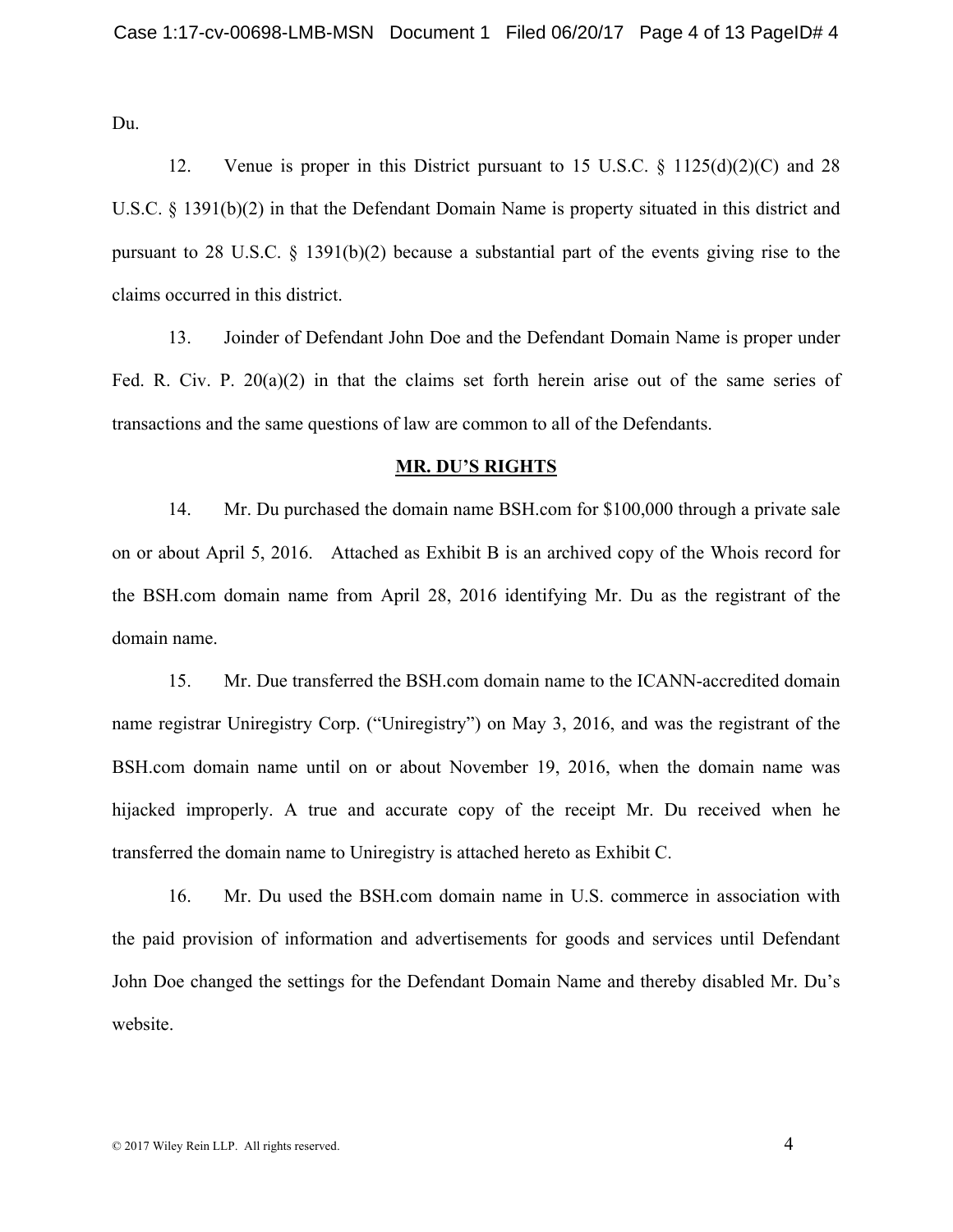Du.

12. Venue is proper in this District pursuant to 15 U.S.C. § 1125(d)(2)(C) and 28 U.S.C. § 1391(b)(2) in that the Defendant Domain Name is property situated in this district and pursuant to 28 U.S.C. § 1391(b)(2) because a substantial part of the events giving rise to the claims occurred in this district.

13. Joinder of Defendant John Doe and the Defendant Domain Name is proper under Fed. R. Civ. P. 20(a)(2) in that the claims set forth herein arise out of the same series of transactions and the same questions of law are common to all of the Defendants.

## MR. DU'S RIGHTS

14. Mr. Du purchased the domain name BSH.com for $100,000 through a private sale on or about April 5, 2016. Attached as Exhibit B is an archived copy of the Whois record for the BSH.com domain name from April 28, 2016 identifying Mr. Du as the registrant of the domain name.

15. Mr. Due transferred the BSH.com domain name to the ICANN-accredited domain name registrar Uniregistry Corp. ("Uniregistry") on May 3, 2016, and was the registrant of the BSH.com domain name until on or about November 19, 2016, when the domain name was hijacked improperly. A true and accurate copy of the receipt Mr. Du received when he transferred the domain name to Uniregistry is attached hereto as Exhibit C.

16. Mr. Du used the BSH.com domain name in U.S. commerce in association with the paid provision of information and advertisements for goods and services until Defendant John Doe changed the settings for the Defendant Domain Name and thereby disabled Mr. Du's website.

© 2017 Wiley Rein LLP. All rights reserved.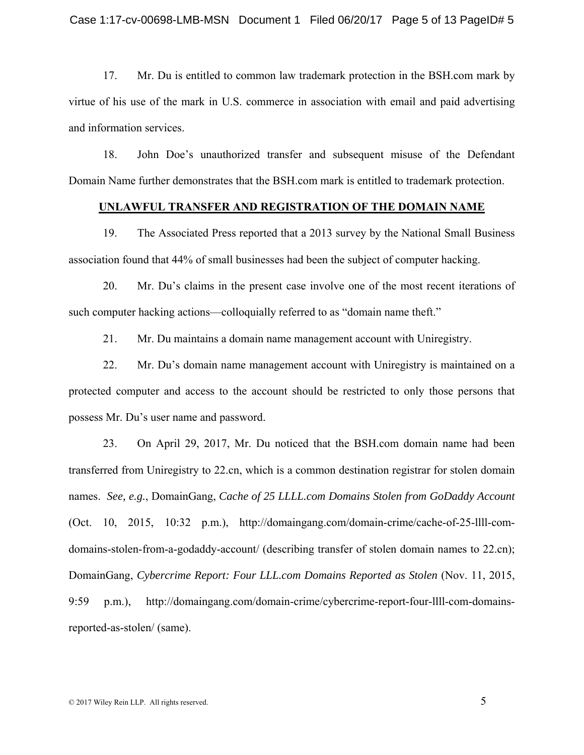17. Mr. Du is entitled to common law trademark protection in the BSH.com mark by virtue of his use of the mark in U.S. commerce in association with email and paid advertising and information services.

18. John Doe's unauthorized transfer and subsequent misuse of the Defendant Domain Name further demonstrates that the BSH.com mark is entitled to trademark protection.

**UNLAWFUL TRANSFER AND REGISTRATION OF THE DOMAIN NAME**

19. The Associated Press reported that a 2013 survey by the National Small Business association found that 44% of small businesses had been the subject of computer hacking.

20. Mr. Du's claims in the present case involve one of the most recent iterations of such computer hacking actions—colloquially referred to as "domain name theft."

21. Mr. Du maintains a domain name management account with Uniregistry.

22. Mr. Du's domain name management account with Uniregistry is maintained on a protected computer and access to the account should be restricted to only those persons that possess Mr. Du's user name and password.

23. On April 29, 2017, Mr. Du noticed that the BSH.com domain name had been transferred from Uniregistry to 22.cn, which is a common destination registrar for stolen domain names. *See, e.g.*, DomainGang, *Cache of 25 LLLL.com Domains Stolen from GoDaddy Account* (Oct. 10, 2015, 10:32 p.m.), http://domaingang.com/domain-crime/cache-of-25-llll-com-domains-stolen-from-a-godaddy-account/ (describing transfer of stolen domain names to 22.cn); DomainGang, *Cybercrime Report: Four LLL.com Domains Reported as Stolen* (Nov. 11, 2015, 9:59 p.m.), http://domaingang.com/domain-crime/cybercrime-report-four-llll-com-domains-reported-as-stolen/ (same).

© 2017 Wiley Rein LLP. All rights reserved.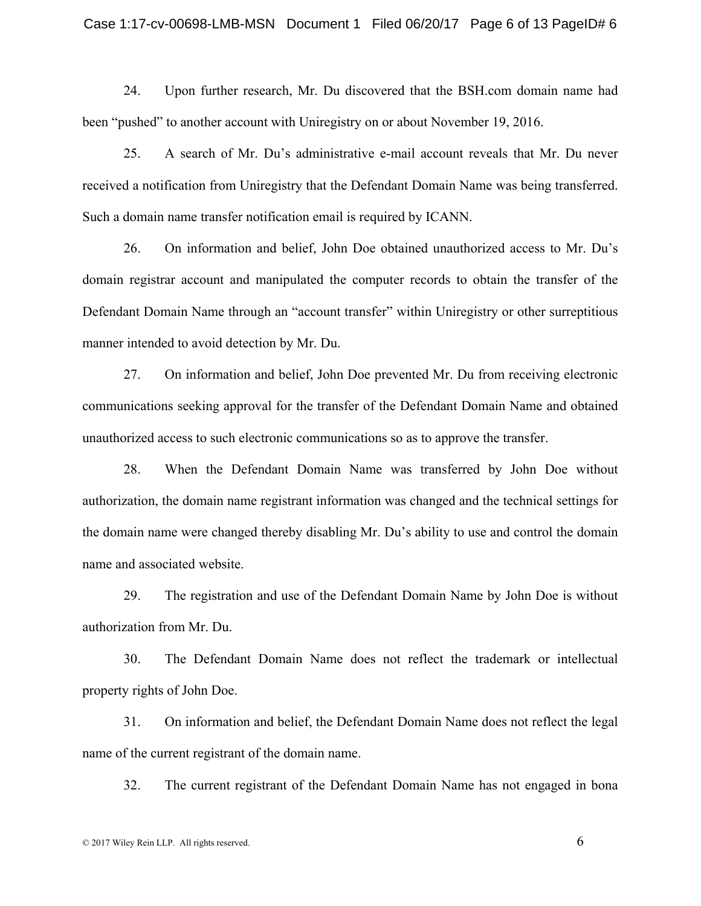24. Upon further research, Mr. Du discovered that the BSH.com domain name had been "pushed" to another account with Uniregistry on or about November 19, 2016.

25. A search of Mr. Du's administrative e-mail account reveals that Mr. Du never received a notification from Uniregistry that the Defendant Domain Name was being transferred. Such a domain name transfer notification email is required by ICANN.

26. On information and belief, John Doe obtained unauthorized access to Mr. Du's domain registrar account and manipulated the computer records to obtain the transfer of the Defendant Domain Name through an "account transfer" within Uniregistry or other surreptitious manner intended to avoid detection by Mr. Du.

27. On information and belief, John Doe prevented Mr. Du from receiving electronic communications seeking approval for the transfer of the Defendant Domain Name and obtained unauthorized access to such electronic communications so as to approve the transfer.

28. When the Defendant Domain Name was transferred by John Doe without authorization, the domain name registrant information was changed and the technical settings for the domain name were changed thereby disabling Mr. Du's ability to use and control the domain name and associated website.

29. The registration and use of the Defendant Domain Name by John Doe is without authorization from Mr. Du.

30. The Defendant Domain Name does not reflect the trademark or intellectual property rights of John Doe.

31. On information and belief, the Defendant Domain Name does not reflect the legal name of the current registrant of the domain name.

32. The current registrant of the Defendant Domain Name has not engaged in bona

© 2017 Wiley Rein LLP. All rights reserved.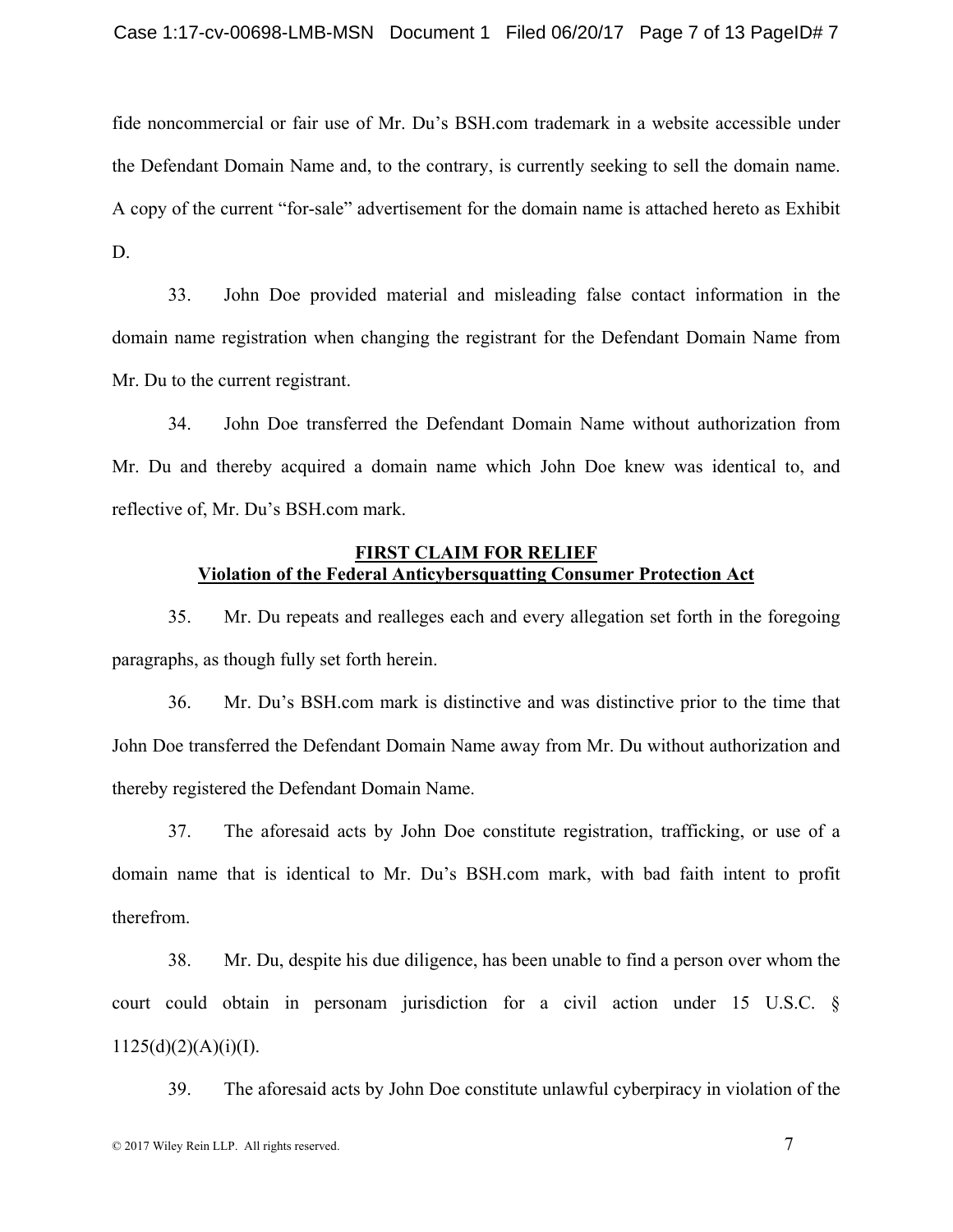fide noncommercial or fair use of Mr. Du's BSH.com trademark in a website accessible under the Defendant Domain Name and, to the contrary, is currently seeking to sell the domain name. A copy of the current "for-sale" advertisement for the domain name is attached hereto as Exhibit D.

33. John Doe provided material and misleading false contact information in the domain name registration when changing the registrant for the Defendant Domain Name from Mr. Du to the current registrant.

34. John Doe transferred the Defendant Domain Name without authorization from Mr. Du and thereby acquired a domain name which John Doe knew was identical to, and reflective of, Mr. Du's BSH.com mark.

## FIRST CLAIM FOR RELIEF
## Violation of the Federal Anticybersquatting Consumer Protection Act

35. Mr. Du repeats and realleges each and every allegation set forth in the foregoing paragraphs, as though fully set forth herein.

36. Mr. Du's BSH.com mark is distinctive and was distinctive prior to the time that John Doe transferred the Defendant Domain Name away from Mr. Du without authorization and thereby registered the Defendant Domain Name.

37. The aforesaid acts by John Doe constitute registration, trafficking, or use of a domain name that is identical to Mr. Du's BSH.com mark, with bad faith intent to profit therefrom.

38. Mr. Du, despite his due diligence, has been unable to find a person over whom the court could obtain in personam jurisdiction for a civil action under 15 U.S.C. § 1125(d)(2)(A)(i)(I).

39. The aforesaid acts by John Doe constitute unlawful cyberpiracy in violation of the

© 2017 Wiley Rein LLP. All rights reserved.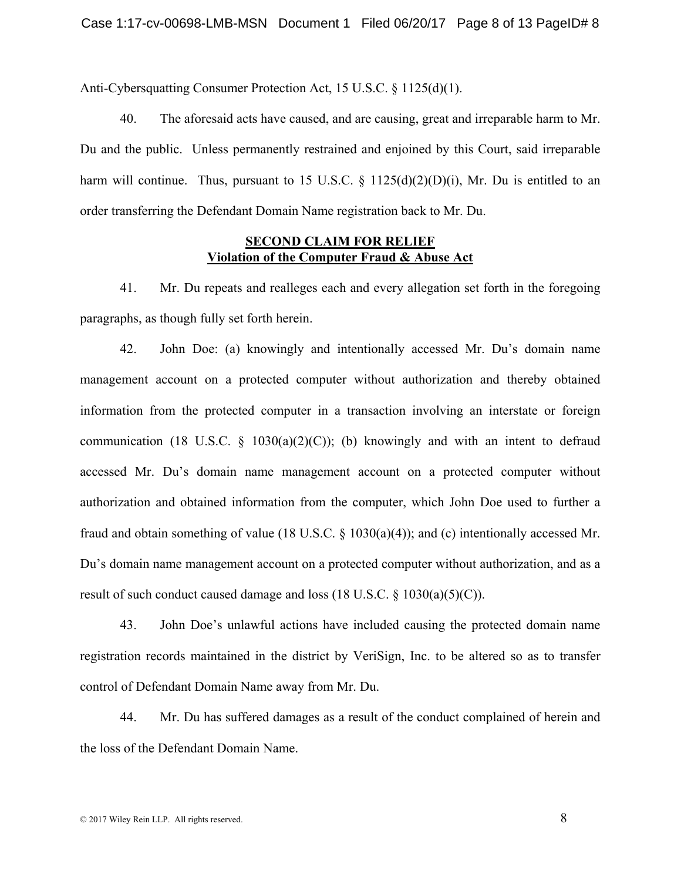Anti-Cybersquatting Consumer Protection Act, 15 U.S.C. § 1125(d)(1).

40. The aforesaid acts have caused, and are causing, great and irreparable harm to Mr. Du and the public. Unless permanently restrained and enjoined by this Court, said irreparable harm will continue. Thus, pursuant to 15 U.S.C. § 1125(d)(2)(D)(i), Mr. Du is entitled to an order transferring the Defendant Domain Name registration back to Mr. Du.

## SECOND CLAIM FOR RELIEF
## Violation of the Computer Fraud & Abuse Act

41. Mr. Du repeats and realleges each and every allegation set forth in the foregoing paragraphs, as though fully set forth herein.

42. John Doe: (a) knowingly and intentionally accessed Mr. Du's domain name management account on a protected computer without authorization and thereby obtained information from the protected computer in a transaction involving an interstate or foreign communication (18 U.S.C. § 1030(a)(2)(C)); (b) knowingly and with an intent to defraud accessed Mr. Du's domain name management account on a protected computer without authorization and obtained information from the computer, which John Doe used to further a fraud and obtain something of value (18 U.S.C. § 1030(a)(4)); and (c) intentionally accessed Mr. Du's domain name management account on a protected computer without authorization, and as a result of such conduct caused damage and loss (18 U.S.C. § 1030(a)(5)(C)).

43. John Doe's unlawful actions have included causing the protected domain name registration records maintained in the district by VeriSign, Inc. to be altered so as to transfer control of Defendant Domain Name away from Mr. Du.

44. Mr. Du has suffered damages as a result of the conduct complained of herein and the loss of the Defendant Domain Name.

© 2017 Wiley Rein LLP. All rights reserved.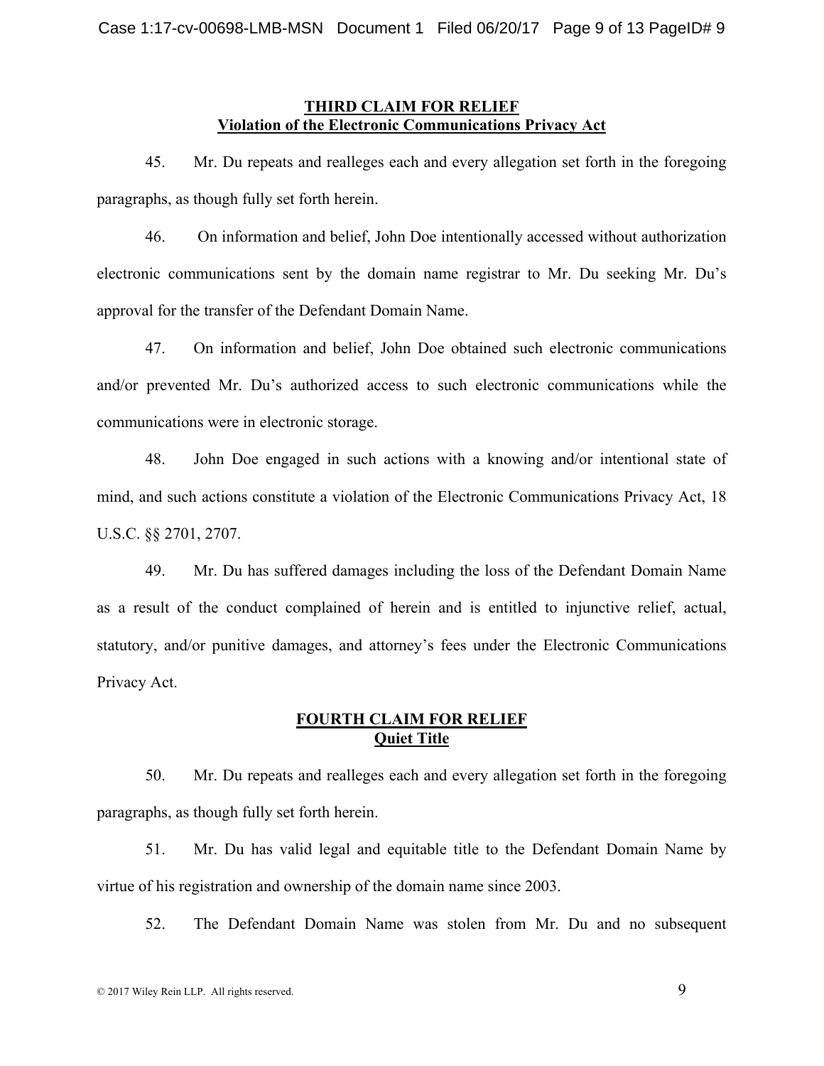**THIRD CLAIM FOR RELIEF**
**Violation of the Electronic Communications Privacy Act**

45. Mr. Du repeats and realleges each and every allegation set forth in the foregoing paragraphs, as though fully set forth herein.

46. On information and belief, John Doe intentionally accessed without authorization electronic communications sent by the domain name registrar to Mr. Du seeking Mr. Du's approval for the transfer of the Defendant Domain Name.

47. On information and belief, John Doe obtained such electronic communications and/or prevented Mr. Du's authorized access to such electronic communications while the communications were in electronic storage.

48. John Doe engaged in such actions with a knowing and/or intentional state of mind, and such actions constitute a violation of the Electronic Communications Privacy Act, 18 U.S.C. §§ 2701, 2707.

49. Mr. Du has suffered damages including the loss of the Defendant Domain Name as a result of the conduct complained of herein and is entitled to injunctive relief, actual, statutory, and/or punitive damages, and attorney's fees under the Electronic Communications Privacy Act.

**FOURTH CLAIM FOR RELIEF**
**Quiet Title**

50. Mr. Du repeats and realleges each and every allegation set forth in the foregoing paragraphs, as though fully set forth herein.

51. Mr. Du has valid legal and equitable title to the Defendant Domain Name by virtue of his registration and ownership of the domain name since 2003.

52. The Defendant Domain Name was stolen from Mr. Du and no subsequent

© 2017 Wiley Rein LLP. All rights reserved.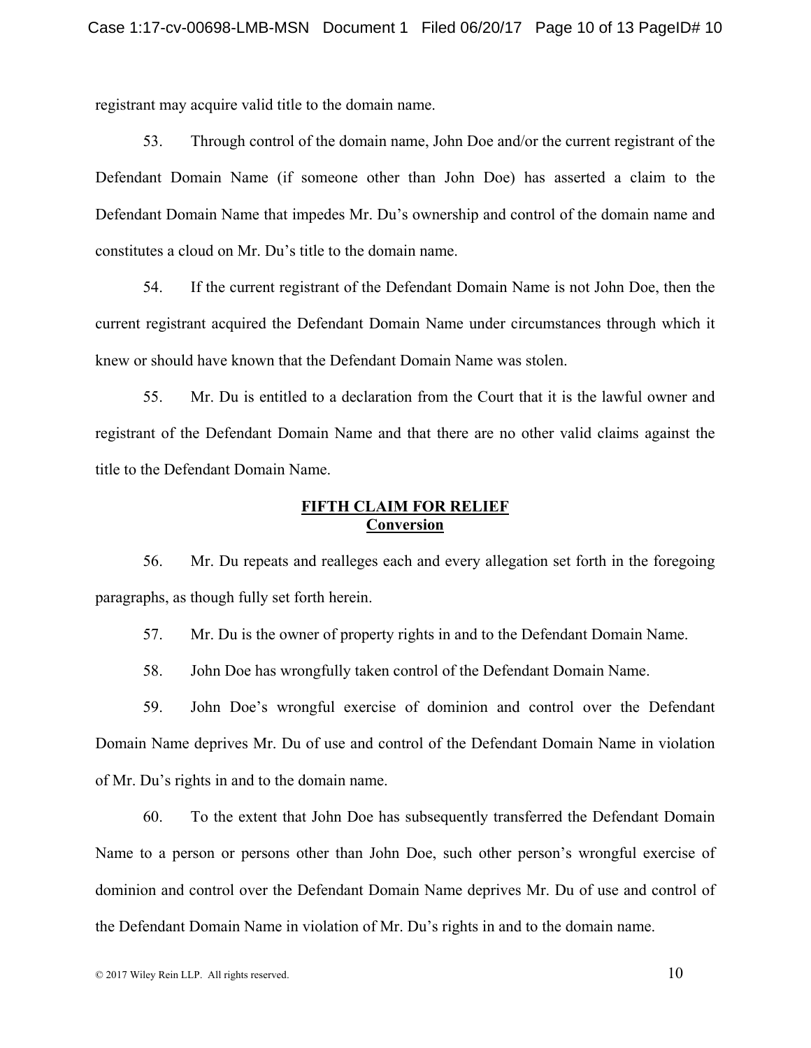registrant may acquire valid title to the domain name.

53. Through control of the domain name, John Doe and/or the current registrant of the Defendant Domain Name (if someone other than John Doe) has asserted a claim to the Defendant Domain Name that impedes Mr. Du's ownership and control of the domain name and constitutes a cloud on Mr. Du's title to the domain name.

54. If the current registrant of the Defendant Domain Name is not John Doe, then the current registrant acquired the Defendant Domain Name under circumstances through which it knew or should have known that the Defendant Domain Name was stolen.

55. Mr. Du is entitled to a declaration from the Court that it is the lawful owner and registrant of the Defendant Domain Name and that there are no other valid claims against the title to the Defendant Domain Name.

## **FIFTH CLAIM FOR RELIEF**
## **Conversion**

56. Mr. Du repeats and realleges each and every allegation set forth in the foregoing paragraphs, as though fully set forth herein.

57. Mr. Du is the owner of property rights in and to the Defendant Domain Name.

58. John Doe has wrongfully taken control of the Defendant Domain Name.

59. John Doe's wrongful exercise of dominion and control over the Defendant Domain Name deprives Mr. Du of use and control of the Defendant Domain Name in violation of Mr. Du's rights in and to the domain name.

60. To the extent that John Doe has subsequently transferred the Defendant Domain Name to a person or persons other than John Doe, such other person's wrongful exercise of dominion and control over the Defendant Domain Name deprives Mr. Du of use and control of the Defendant Domain Name in violation of Mr. Du's rights in and to the domain name.

© 2017 Wiley Rein LLP. All rights reserved.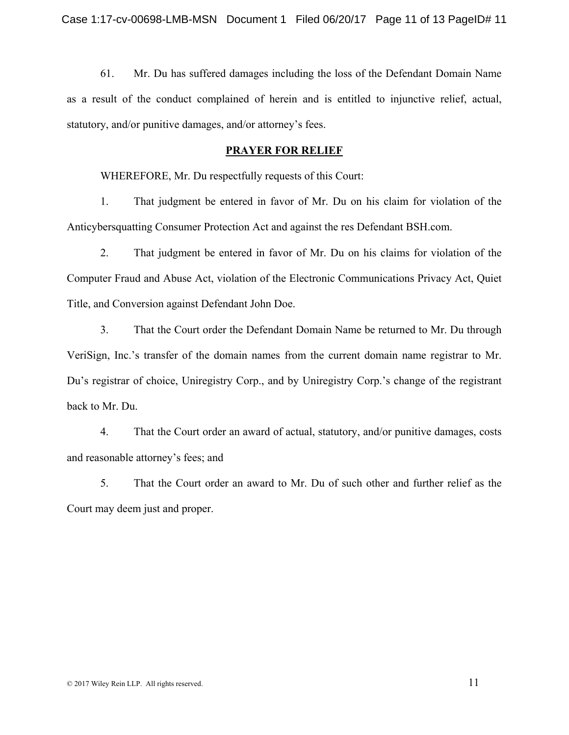61. Mr. Du has suffered damages including the loss of the Defendant Domain Name as a result of the conduct complained of herein and is entitled to injunctive relief, actual, statutory, and/or punitive damages, and/or attorney's fees.

## PRAYER FOR RELIEF

WHEREFORE, Mr. Du respectfully requests of this Court:

1. That judgment be entered in favor of Mr. Du on his claim for violation of the Anticybersquatting Consumer Protection Act and against the res Defendant BSH.com.

2. That judgment be entered in favor of Mr. Du on his claims for violation of the Computer Fraud and Abuse Act, violation of the Electronic Communications Privacy Act, Quiet Title, and Conversion against Defendant John Doe.

3. That the Court order the Defendant Domain Name be returned to Mr. Du through VeriSign, Inc.'s transfer of the domain names from the current domain name registrar to Mr. Du's registrar of choice, Uniregistry Corp., and by Uniregistry Corp.'s change of the registrant back to Mr. Du.

4. That the Court order an award of actual, statutory, and/or punitive damages, costs and reasonable attorney's fees; and

5. That the Court order an award to Mr. Du of such other and further relief as the Court may deem just and proper.

© 2017 Wiley Rein LLP. All rights reserved.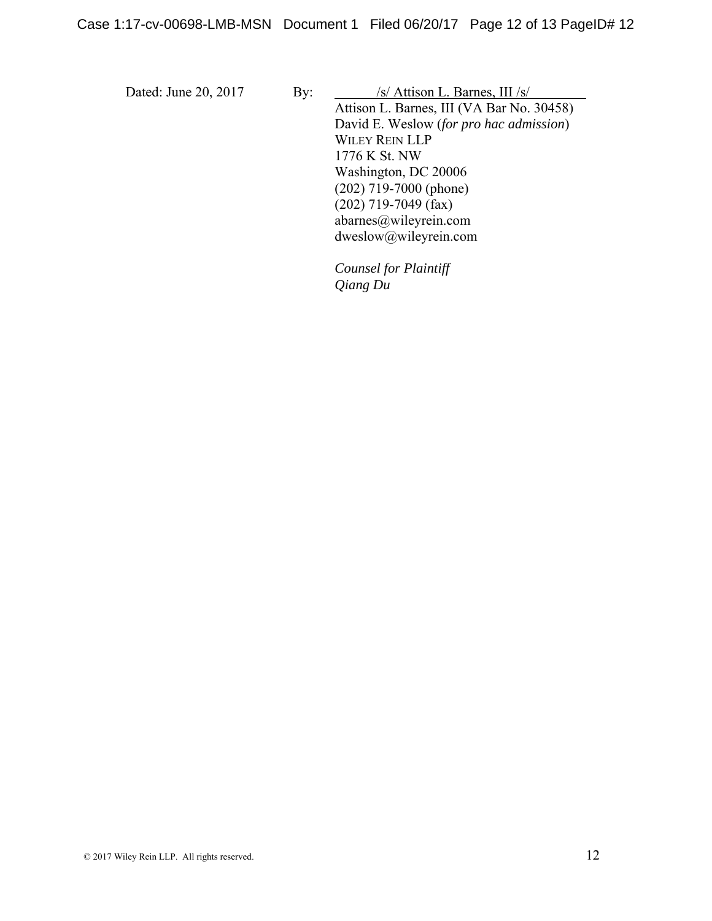Dated: June 20, 2017 By: /s/ Attison L. Barnes, III /s/

Attison L. Barnes, III (VA Bar No. 30458)
David E. Weslow (*for pro hac admission*)
WILEY REIN LLP
1776 K St. NW
Washington, DC 20006
(202) 719-7000 (phone)
(202) 719-7049 (fax)
abarnes@wileyrein.com
dweslow@wileyrein.com

*Counsel for Plaintiff*
*Qiang Du*

© 2017 Wiley Rein LLP. All rights reserved.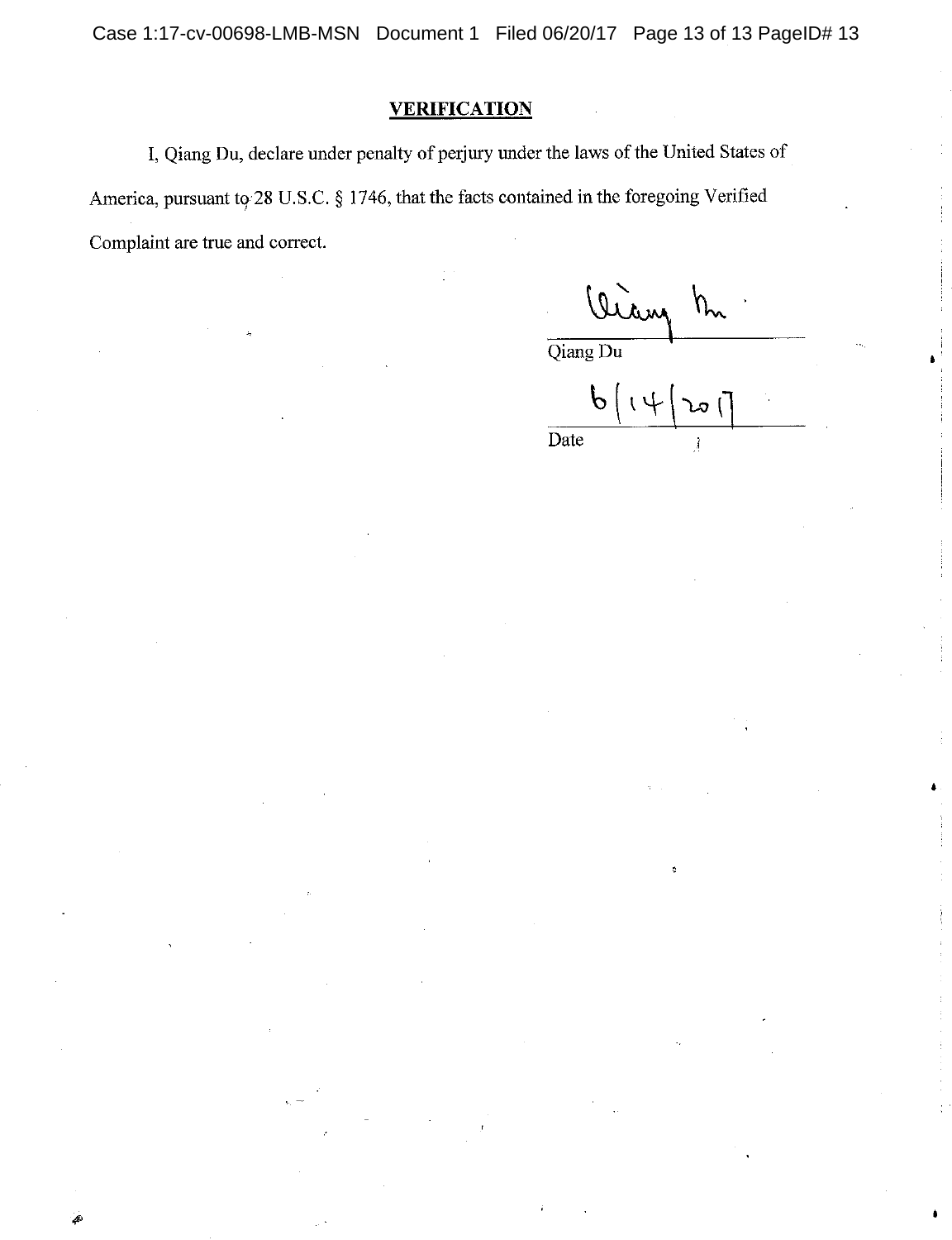## VERIFICATION

I, Qiang Du, declare under penalty of perjury under the laws of the United States of America, pursuant to 28 U.S.C. § 1746, that the facts contained in the foregoing Verified Complaint are true and correct.

Qiang Du

6/14/2017

Date